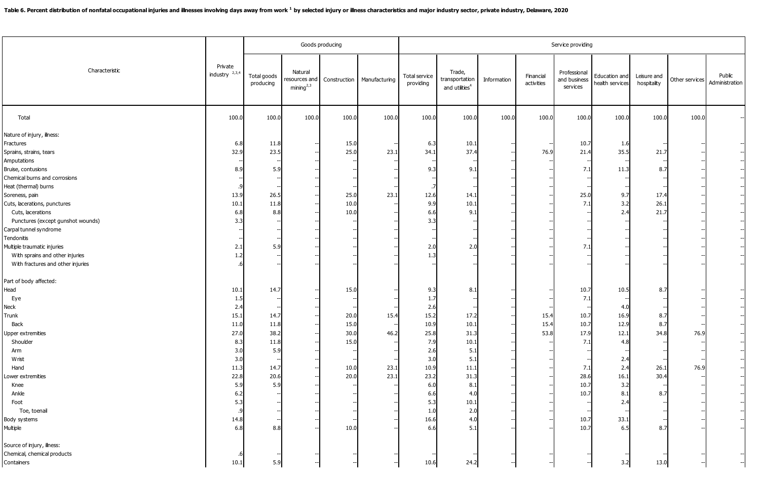**Table 6. Percent distribution of nonfatal occupational injuries and illnesses involving days away from work [1] by selected injury or illness characteristics and major industry sector, private industry, Delaware, 2020**

| Characteristic | Private industry [2,3,4] | Goods producing | | | | Service providing | | | | | | | | |
|---|---|---|---|---|---|---|---|---|---|---|---|---|---|---|
| | | Total goods producing | Natural resources and mining [2,3] | Construction | Manufacturing | Total service providing | Trade, transportation and utilities [4] | Information | Financial activities | Professional and business services | Education and health services | Leisure and hospitality | Other services | Public Administration |
| Total | 100.0 | 100.0 | 100.0 | 100.0 | 100.0 | 100.0 | 100.0 | 100.0 | 100.0 | 100.0 | 100.0 | 100.0 | 100.0 | -- |
| Nature of injury, illness: | | | | | | | | | | | | | | |
| Fractures | 6.8 | 11.8 | -- | 15.0 | -- | 6.3 | 10.1 | -- | -- | 10.7 | 1.6 | -- | -- | -- |
| Sprains, strains, tears | 32.9 | 23.5 | -- | 25.0 | 23.1 | 34.1 | 37.4 | -- | 76.9 | 21.4 | 35.5 | 21.7 | -- | -- |
| Amputations | -- | -- | -- | -- | -- | -- | -- | -- | -- | -- | -- | -- | -- | -- |
| Bruise, contusions | 8.9 | 5.9 | -- | -- | -- | 9.3 | 9.1 | -- | -- | 7.1 | 11.3 | 8.7 | -- | -- |
| Chemical burns and corrosions | -- | -- | -- | -- | -- | -- | -- | -- | -- | -- | -- | -- | -- | -- |
| Heat (thermal) burns | .9 | -- | -- | -- | -- | .7 | -- | -- | -- | -- | -- | -- | -- | -- |
| Soreness, pain | 13.9 | 26.5 | -- | 25.0 | 23.1 | 12.6 | 14.1 | -- | -- | 25.0 | 9.7 | 17.4 | -- | -- |
| Cuts, lacerations, punctures | 10.1 | 11.8 | -- | 10.0 | -- | 9.9 | 10.1 | -- | -- | 7.1 | 3.2 | 26.1 | -- | -- |
| Cuts, lacerations | 6.8 | 8.8 | -- | 10.0 | -- | 6.6 | 9.1 | -- | -- | -- | 2.4 | 21.7 | -- | -- |
| Punctures (except gunshot wounds) | 3.3 | -- | -- | -- | -- | 3.3 | -- | -- | -- | -- | -- | -- | -- | -- |
| Carpal tunnel syndrome | -- | -- | -- | -- | -- | -- | -- | -- | -- | -- | -- | -- | -- | -- |
| Tendonitis | -- | -- | -- | -- | -- | -- | -- | -- | -- | -- | -- | -- | -- | -- |
| Multiple traumatic injuries | 2.1 | 5.9 | -- | -- | -- | 2.0 | 2.0 | -- | -- | 7.1 | -- | -- | -- | -- |
| With sprains and other injuries | 1.2 | -- | -- | -- | -- | 1.3 | -- | -- | -- | -- | -- | -- | -- | -- |
| With fractures and other injuries | .6 | -- | -- | -- | -- | -- | -- | -- | -- | -- | -- | -- | -- | -- |
| Part of body affected: | | | | | | | | | | | | | | |
| Head | 10.1 | 14.7 | -- | 15.0 | -- | 9.3 | 8.1 | -- | -- | 10.7 | 10.5 | 8.7 | -- | -- |
| Eye | 1.5 | -- | -- | -- | -- | 1.7 | -- | -- | -- | 7.1 | -- | -- | -- | -- |
| Neck | 2.4 | -- | -- | -- | -- | 2.6 | -- | -- | -- | -- | 4.0 | -- | -- | -- |
| Trunk | 15.1 | 14.7 | -- | 20.0 | 15.4 | 15.2 | 17.2 | -- | 15.4 | 10.7 | 16.9 | 8.7 | -- | -- |
| Back | 11.0 | 11.8 | -- | 15.0 | -- | 10.9 | 10.1 | -- | 15.4 | 10.7 | 12.9 | 8.7 | -- | -- |
| Upper extremities | 27.0 | 38.2 | -- | 30.0 | 46.2 | 25.8 | 31.3 | -- | 53.8 | 17.9 | 12.1 | 34.8 | 76.9 | -- |
| Shoulder | 8.3 | 11.8 | -- | 15.0 | -- | 7.9 | 10.1 | -- | -- | 7.1 | 4.8 | -- | -- | -- |
| Arm | 3.0 | 5.9 | -- | -- | -- | 2.6 | 5.1 | -- | -- | -- | -- | -- | -- | -- |
| Wrist | 3.0 | -- | -- | -- | -- | 3.0 | 5.1 | -- | -- | -- | 2.4 | -- | -- | -- |
| Hand | 11.3 | 14.7 | -- | 10.0 | 23.1 | 10.9 | 11.1 | -- | -- | 7.1 | 2.4 | 26.1 | 76.9 | -- |
| Lower extremities | 22.8 | 20.6 | -- | 20.0 | 23.1 | 23.2 | 31.3 | -- | -- | 28.6 | 16.1 | 30.4 | -- | -- |
| Knee | 5.9 | 5.9 | -- | -- | -- | 6.0 | 8.1 | -- | -- | 10.7 | 3.2 | -- | -- | -- |
| Ankle | 6.2 | -- | -- | -- | -- | 6.6 | 4.0 | -- | -- | 10.7 | 8.1 | 8.7 | -- | -- |
| Foot | 5.3 | -- | -- | -- | -- | 5.3 | 10.1 | -- | -- | -- | 2.4 | -- | -- | -- |
| Toe, toenail | .9 | -- | -- | -- | -- | 1.0 | 2.0 | -- | -- | -- | -- | -- | -- | -- |
| Body systems | 14.8 | -- | -- | -- | -- | 16.6 | 4.0 | -- | -- | 10.7 | 33.1 | -- | -- | -- |
| Multiple | 6.8 | 8.8 | -- | 10.0 | -- | 6.6 | 5.1 | -- | -- | 10.7 | 6.5 | 8.7 | -- | -- |
| Source of injury, illness: | | | | | | | | | | | | | | |
| Chemical, chemical products | .6 | -- | -- | -- | -- | -- | -- | -- | -- | -- | -- | -- | -- | -- |
| Containers | 10.1 | 5.9 | -- | -- | -- | 10.6 | 24.2 | -- | -- | -- | 3.2 | 13.0 | -- | -- |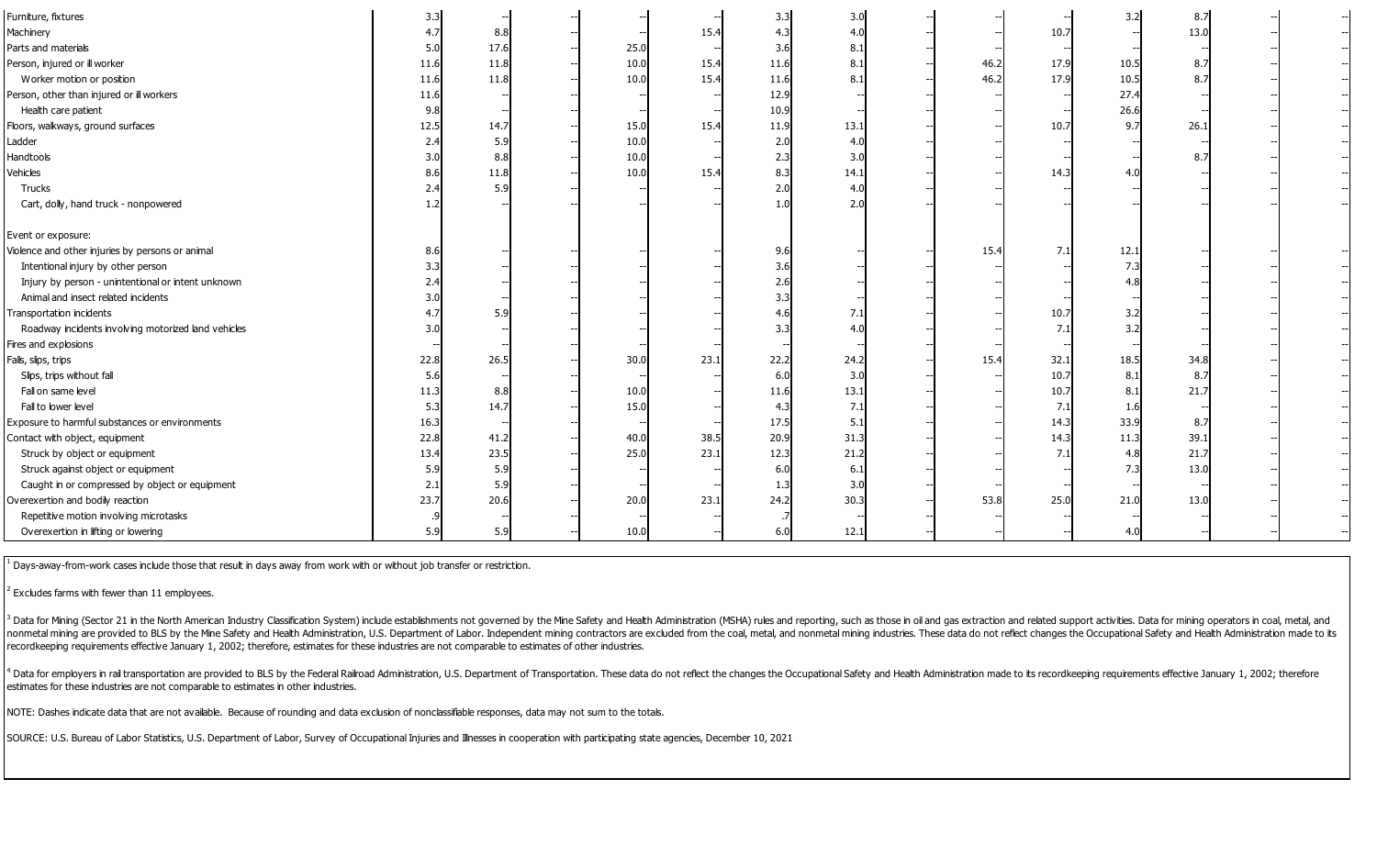| | | | | | | | | | | | | | | |
|---|---|---|---|---|---|---|---|---|---|---|---|---|---|---|
| Furniture, fixtures | 3.3 | -- | -- | -- | -- | 3.3 | 3.0 | -- | -- | -- | 3.2 | 8.7 | -- | -- |
| Machinery | 4.7 | 8.8 | -- | -- | 15.4 | 4.3 | 4.0 | -- | -- | 10.7 | -- | 13.0 | -- | -- |
| Parts and materials | 5.0 | 17.6 | -- | 25.0 | -- | 3.6 | 8.1 | -- | -- | -- | -- | -- | -- | -- |
| Person, injured or ill worker | 11.6 | 11.8 | -- | 10.0 | 15.4 | 11.6 | 8.1 | -- | 46.2 | 17.9 | 10.5 | 8.7 | -- | -- |
| Worker motion or position | 11.6 | 11.8 | -- | 10.0 | 15.4 | 11.6 | 8.1 | -- | 46.2 | 17.9 | 10.5 | 8.7 | -- | -- |
| Person, other than injured or ill workers | 11.6 | -- | -- | -- | -- | 12.9 | -- | -- | -- | -- | 27.4 | -- | -- | -- |
| Health care patient | 9.8 | -- | -- | -- | -- | 10.9 | -- | -- | -- | -- | 26.6 | -- | -- | -- |
| Floors, walkways, ground surfaces | 12.5 | 14.7 | -- | 15.0 | 15.4 | 11.9 | 13.1 | -- | -- | 10.7 | 9.7 | 26.1 | -- | -- |
| Ladder | 2.4 | 5.9 | -- | 10.0 | -- | 2.0 | 4.0 | -- | -- | -- | -- | -- | -- | -- |
| Handtools | 3.0 | 8.8 | -- | 10.0 | -- | 2.3 | 3.0 | -- | -- | -- | -- | 8.7 | -- | -- |
| Vehicles | 8.6 | 11.8 | -- | 10.0 | 15.4 | 8.3 | 14.1 | -- | -- | 14.3 | 4.0 | -- | -- | -- |
| Trucks | 2.4 | 5.9 | -- | -- | -- | 2.0 | 4.0 | -- | -- | -- | -- | -- | -- | -- |
| Cart, dolly, hand truck - nonpowered | 1.2 | -- | -- | -- | -- | 1.0 | 2.0 | -- | -- | -- | -- | -- | -- | -- |
| | | | | | | | | | | | | | | |
| Event or exposure: | | | | | | | | | | | | | | |
| Violence and other injuries by persons or animal | 8.6 | -- | -- | -- | -- | 9.6 | -- | -- | 15.4 | 7.1 | 12.1 | -- | -- | -- |
| Intentional injury by other person | 3.3 | -- | -- | -- | -- | 3.6 | -- | -- | -- | -- | 7.3 | -- | -- | -- |
| Injury by person - unintentional or intent unknown | 2.4 | -- | -- | -- | -- | 2.6 | -- | -- | -- | -- | 4.8 | -- | -- | -- |
| Animal and insect related incidents | 3.0 | -- | -- | -- | -- | 3.3 | -- | -- | -- | -- | -- | -- | -- | -- |
| Transportation incidents | 4.7 | 5.9 | -- | -- | -- | 4.6 | 7.1 | -- | -- | 10.7 | 3.2 | -- | -- | -- |
| Roadway incidents involving motorized land vehicles | 3.0 | -- | -- | -- | -- | 3.3 | 4.0 | -- | -- | 7.1 | 3.2 | -- | -- | -- |
| Fires and explosions | -- | -- | -- | -- | -- | -- | -- | -- | -- | -- | -- | -- | -- | -- |
| Falls, slips, trips | 22.8 | 26.5 | -- | 30.0 | 23.1 | 22.2 | 24.2 | -- | 15.4 | 32.1 | 18.5 | 34.8 | -- | -- |
| Slips, trips without fall | 5.6 | -- | -- | -- | -- | 6.0 | 3.0 | -- | -- | 10.7 | 8.1 | 8.7 | -- | -- |
| Fall on same level | 11.3 | 8.8 | -- | 10.0 | -- | 11.6 | 13.1 | -- | -- | 10.7 | 8.1 | 21.7 | -- | -- |
| Fall to lower level | 5.3 | 14.7 | -- | 15.0 | -- | 4.3 | 7.1 | -- | -- | 7.1 | 1.6 | -- | -- | -- |
| Exposure to harmful substances or environments | 16.3 | -- | -- | -- | -- | 17.5 | 5.1 | -- | -- | 14.3 | 33.9 | 8.7 | -- | -- |
| Contact with object, equipment | 22.8 | 41.2 | -- | 40.0 | 38.5 | 20.9 | 31.3 | -- | -- | 14.3 | 11.3 | 39.1 | -- | -- |
| Struck by object or equipment | 13.4 | 23.5 | -- | 25.0 | 23.1 | 12.3 | 21.2 | -- | -- | 7.1 | 4.8 | 21.7 | -- | -- |
| Struck against object or equipment | 5.9 | 5.9 | -- | -- | -- | 6.0 | 6.1 | -- | -- | -- | 7.3 | 13.0 | -- | -- |
| Caught in or compressed by object or equipment | 2.1 | 5.9 | -- | -- | -- | 1.3 | 3.0 | -- | -- | -- | -- | -- | -- | -- |
| Overexertion and bodily reaction | 23.7 | 20.6 | -- | 20.0 | 23.1 | 24.2 | 30.3 | -- | 53.8 | 25.0 | 21.0 | 13.0 | -- | -- |
| Repetitive motion involving microtasks | .9 | -- | -- | -- | -- | .7 | -- | -- | -- | -- | -- | -- | -- | -- |
| Overexertion in lifting or lowering | 5.9 | 5.9 | -- | 10.0 | -- | 6.0 | 12.1 | -- | -- | -- | 4.0 | -- | -- | -- |

[1] Days-away-from-work cases include those that result in days away from work with or without job transfer or restriction.

[2] Excludes farms with fewer than 11 employees.

[3] Data for Mining (Sector 21 in the North American Industry Classification System) include establishments not governed by the Mine Safety and Health Administration (MSHA) rules and reporting, such as those in oil and gas extraction and related support activities. Data for mining operators in coal, metal, and nonmetal mining are provided to BLS by the Mine Safety and Health Administration, U.S. Department of Labor. Independent mining contractors are excluded from the coal, metal, and nonmetal mining industries. These data do not reflect changes the Occupational Safety and Health Administration made to its recordkeeping requirements effective January 1, 2002; therefore, estimates for these industries are not comparable to estimates of other industries.

[4] Data for employers in rail transportation are provided to BLS by the Federal Railroad Administration, U.S. Department of Transportation. These data do not reflect the changes the Occupational Safety and Health Administration made to its recordkeeping requirements effective January 1, 2002; therefore estimates for these industries are not comparable to estimates in other industries.

NOTE: Dashes indicate data that are not available. Because of rounding and data exclusion of nonclassifiable responses, data may not sum to the totals.

SOURCE: U.S. Bureau of Labor Statistics, U.S. Department of Labor, Survey of Occupational Injuries and Illnesses in cooperation with participating state agencies, December 10, 2021